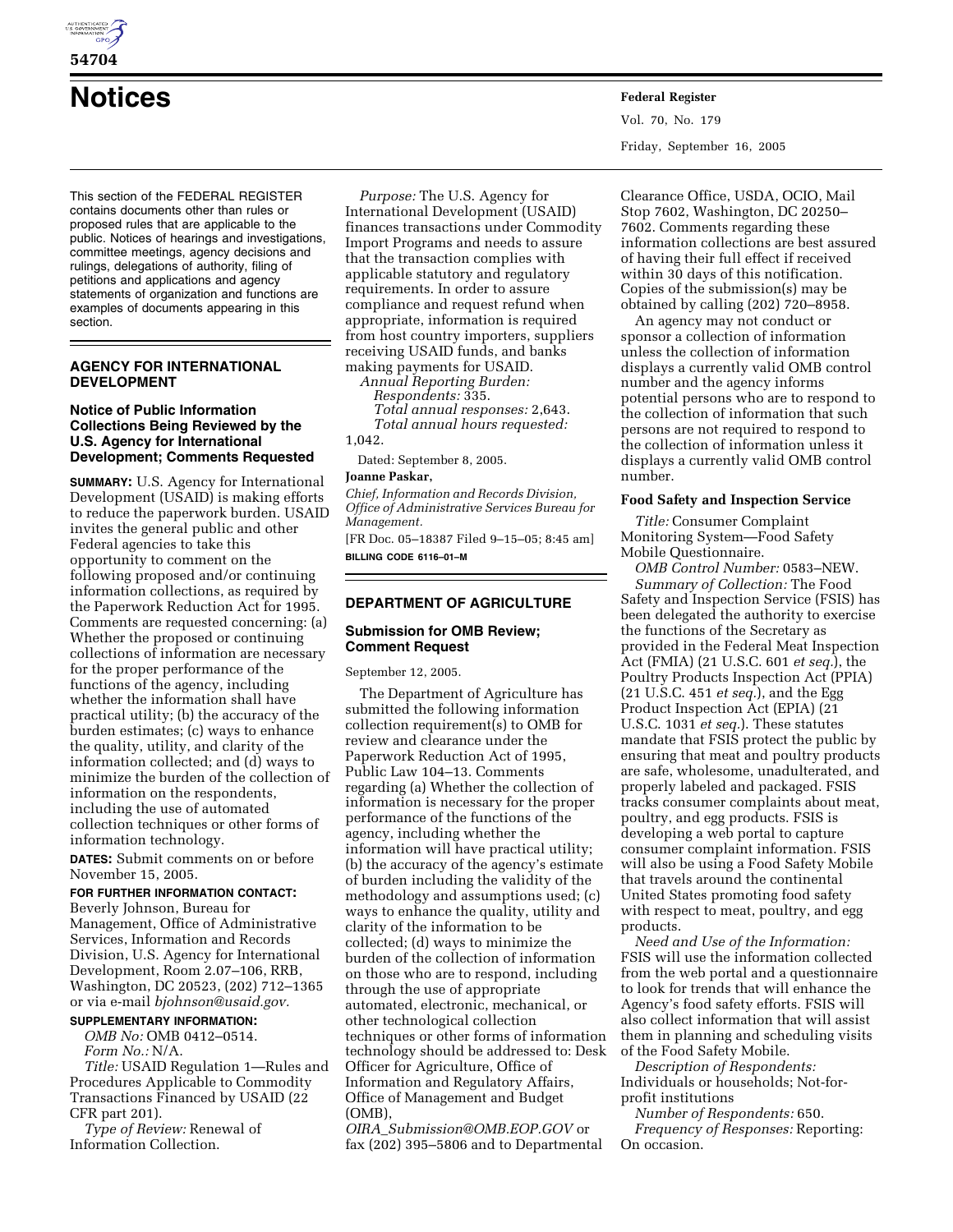# Notices

This section of the FEDERAL REGISTER contains documents other than rules or proposed rules that are applicable to the public. Notices of hearings and investigations, committee meetings, agency decisions and rulings, delegations of authority, filing of petitions and applications and agency statements of organization and functions are examples of documents appearing in this section.

## AGENCY FOR INTERNATIONAL DEVELOPMENT

### Notice of Public Information Collections Being Reviewed by the U.S. Agency for International Development; Comments Requested

**SUMMARY:** U.S. Agency for International Development (USAID) is making efforts to reduce the paperwork burden. USAID invites the general public and other Federal agencies to take this opportunity to comment on the following proposed and/or continuing information collections, as required by the Paperwork Reduction Act for 1995. Comments are requested concerning: (a) Whether the proposed or continuing collections of information are necessary for the proper performance of the functions of the agency, including whether the information shall have practical utility; (b) the accuracy of the burden estimates; (c) ways to enhance the quality, utility, and clarity of the information collected; and (d) ways to minimize the burden of the collection of information on the respondents, including the use of automated collection techniques or other forms of information technology.

**DATES:** Submit comments on or before November 15, 2005.

**FOR FURTHER INFORMATION CONTACT:** Beverly Johnson, Bureau for Management, Office of Administrative Services, Information and Records Division, U.S. Agency for International Development, Room 2.07–106, RRB, Washington, DC 20523, (202) 712–1365 or via e-mail *bjohnson@usaid.gov.*

**SUPPLEMENTARY INFORMATION:**

*OMB No:* OMB 0412–0514.

*Form No.:* N/A.

*Title:* USAID Regulation 1—Rules and Procedures Applicable to Commodity Transactions Financed by USAID (22 CFR part 201).

*Type of Review:* Renewal of Information Collection.

*Purpose:* The U.S. Agency for International Development (USAID) finances transactions under Commodity Import Programs and needs to assure that the transaction complies with applicable statutory and regulatory requirements. In order to assure compliance and request refund when appropriate, information is required from host country importers, suppliers receiving USAID funds, and banks making payments for USAID.

*Annual Reporting Burden:*

*Respondents:* 335.

*Total annual responses:* 2,643.

*Total annual hours requested:* 1,042.

Dated: September 8, 2005.

**Joanne Paskar,**

*Chief, Information and Records Division, Office of Administrative Services Bureau for Management.*

[FR Doc. 05–18387 Filed 9–15–05; 8:45 am]

**BILLING CODE 6116–01–M**

## DEPARTMENT OF AGRICULTURE

### Submission for OMB Review; Comment Request

September 12, 2005.

The Department of Agriculture has submitted the following information collection requirement(s) to OMB for review and clearance under the Paperwork Reduction Act of 1995, Public Law 104–13. Comments regarding (a) Whether the collection of information is necessary for the proper performance of the functions of the agency, including whether the information will have practical utility; (b) the accuracy of the agency's estimate of burden including the validity of the methodology and assumptions used; (c) ways to enhance the quality, utility and clarity of the information to be collected; (d) ways to minimize the burden of the collection of information on those who are to respond, including through the use of appropriate automated, electronic, mechanical, or other technological collection techniques or other forms of information technology should be addressed to: Desk Officer for Agriculture, Office of Information and Regulatory Affairs, Office of Management and Budget (OMB), *OIRA_Submission@OMB.EOP.GOV* or fax (202) 395–5806 and to Departmental Clearance Office, USDA, OCIO, Mail Stop 7602, Washington, DC 20250–7602. Comments regarding these information collections are best assured of having their full effect if received within 30 days of this notification. Copies of the submission(s) may be obtained by calling (202) 720–8958.

An agency may not conduct or sponsor a collection of information unless the collection of information displays a currently valid OMB control number and the agency informs potential persons who are to respond to the collection of information that such persons are not required to respond to the collection of information unless it displays a currently valid OMB control number.

#### Food Safety and Inspection Service

*Title:* Consumer Complaint Monitoring System—Food Safety Mobile Questionnaire.

*OMB Control Number:* 0583–NEW.

*Summary of Collection:* The Food Safety and Inspection Service (FSIS) has been delegated the authority to exercise the functions of the Secretary as provided in the Federal Meat Inspection Act (FMIA) (21 U.S.C. 601 *et seq.*), the Poultry Products Inspection Act (PPIA) (21 U.S.C. 451 *et seq.*), and the Egg Product Inspection Act (EPIA) (21 U.S.C. 1031 *et seq.*). These statutes mandate that FSIS protect the public by ensuring that meat and poultry products are safe, wholesome, unadulterated, and properly labeled and packaged. FSIS tracks consumer complaints about meat, poultry, and egg products. FSIS is developing a web portal to capture consumer complaint information. FSIS will also be using a Food Safety Mobile that travels around the continental United States promoting food safety with respect to meat, poultry, and egg products.

*Need and Use of the Information:* FSIS will use the information collected from the web portal and a questionnaire to look for trends that will enhance the Agency's food safety efforts. FSIS will also collect information that will assist them in planning and scheduling visits of the Food Safety Mobile.

*Description of Respondents:* Individuals or households; Not-for-profit institutions

*Number of Respondents:* 650.

*Frequency of Responses:* Reporting: On occasion.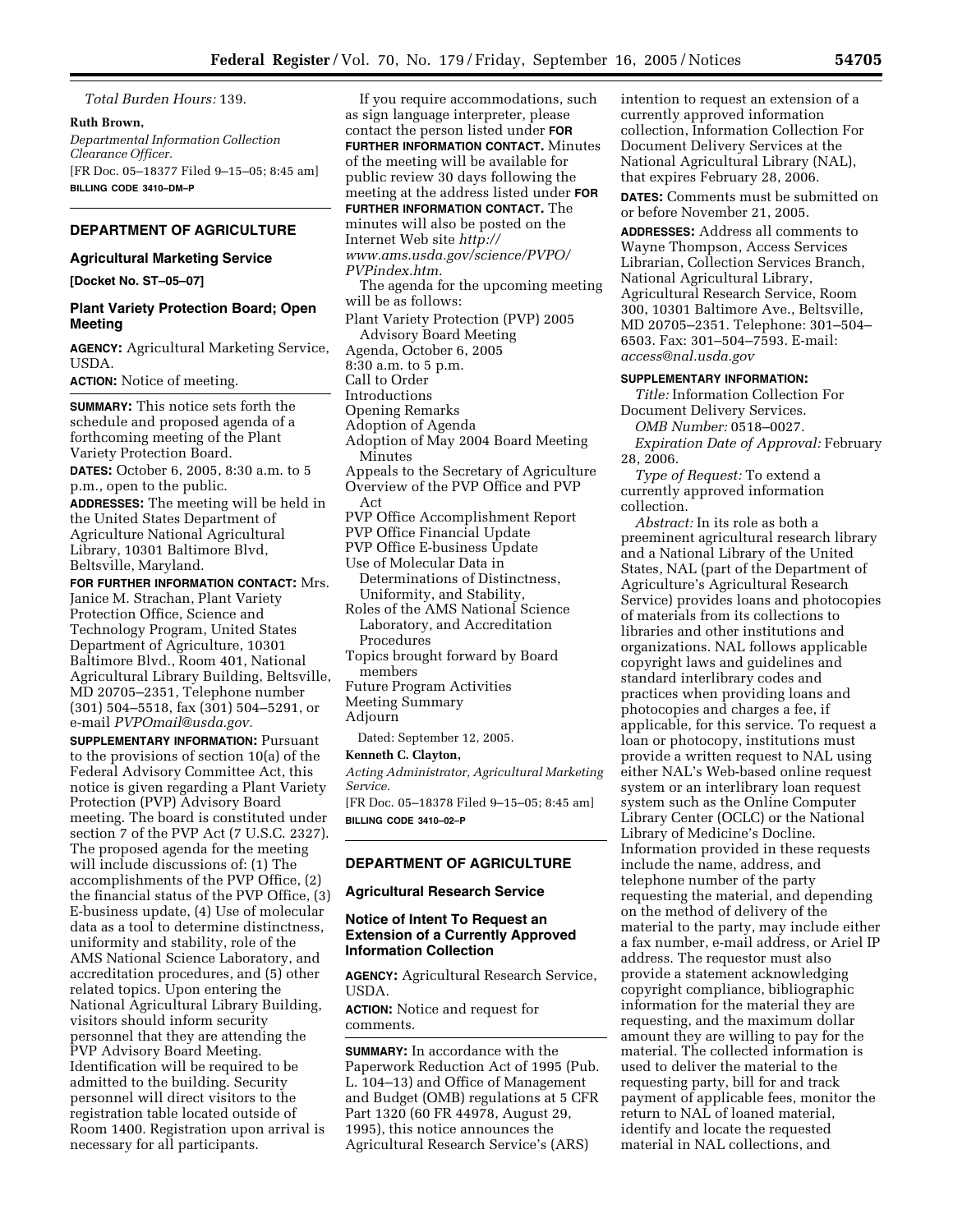*Total Burden Hours:* 139.

**Ruth Brown,**

*Departmental Information Collection Clearance Officer.*

[FR Doc. 05–18377 Filed 9–15–05; 8:45 am]

**BILLING CODE 3410–DM–P**

---

## DEPARTMENT OF AGRICULTURE

### Agricultural Marketing Service

**[Docket No. ST–05–07]**

### Plant Variety Protection Board; Open Meeting

**AGENCY:** Agricultural Marketing Service, USDA.

**ACTION:** Notice of meeting.

**SUMMARY:** This notice sets forth the schedule and proposed agenda of a forthcoming meeting of the Plant Variety Protection Board.

**DATES:** October 6, 2005, 8:30 a.m. to 5 p.m., open to the public.

**ADDRESSES:** The meeting will be held in the United States Department of Agriculture National Agricultural Library, 10301 Baltimore Blvd, Beltsville, Maryland.

**FOR FURTHER INFORMATION CONTACT:** Mrs. Janice M. Strachan, Plant Variety Protection Office, Science and Technology Program, United States Department of Agriculture, 10301 Baltimore Blvd., Room 401, National Agricultural Library Building, Beltsville, MD 20705–2351, Telephone number (301) 504–5518, fax (301) 504–5291, or e-mail *PVPOmail@usda.gov.*

**SUPPLEMENTARY INFORMATION:** Pursuant to the provisions of section 10(a) of the Federal Advisory Committee Act, this notice is given regarding a Plant Variety Protection (PVP) Advisory Board meeting. The board is constituted under section 7 of the PVP Act (7 U.S.C. 2327). The proposed agenda for the meeting will include discussions of: (1) The accomplishments of the PVP Office, (2) the financial status of the PVP Office, (3) E-business update, (4) Use of molecular data as a tool to determine distinctness, uniformity and stability, role of the AMS National Science Laboratory, and accreditation procedures, and (5) other related topics. Upon entering the National Agricultural Library Building, visitors should inform security personnel that they are attending the PVP Advisory Board Meeting. Identification will be required to be admitted to the building. Security personnel will direct visitors to the registration table located outside of Room 1400. Registration upon arrival is necessary for all participants.

If you require accommodations, such as sign language interpreter, please contact the person listed under **FOR FURTHER INFORMATION CONTACT.** Minutes of the meeting will be available for public review 30 days following the meeting at the address listed under **FOR FURTHER INFORMATION CONTACT.** The minutes will also be posted on the Internet Web site *http://www.ams.usda.gov/science/PVPO/PVPindex.htm.*

The agenda for the upcoming meeting will be as follows:

Plant Variety Protection (PVP) 2005 Advisory Board Meeting
Agenda, October 6, 2005
8:30 a.m. to 5 p.m.
Call to Order
Introductions
Opening Remarks
Adoption of Agenda
Adoption of May 2004 Board Meeting Minutes
Appeals to the Secretary of Agriculture
Overview of the PVP Office and PVP Act
PVP Office Accomplishment Report
PVP Office Financial Update
PVP Office E-business Update
Use of Molecular Data in Determinations of Distinctness, Uniformity, and Stability,
Roles of the AMS National Science Laboratory, and Accreditation Procedures
Topics brought forward by Board members
Future Program Activities
Meeting Summary
Adjourn

Dated: September 12, 2005.

**Kenneth C. Clayton,**

*Acting Administrator, Agricultural Marketing Service.*

[FR Doc. 05–18378 Filed 9–15–05; 8:45 am]

**BILLING CODE 3410–02–P**

---

## DEPARTMENT OF AGRICULTURE

### Agricultural Research Service

### Notice of Intent To Request an Extension of a Currently Approved Information Collection

**AGENCY:** Agricultural Research Service, USDA.

**ACTION:** Notice and request for comments.

**SUMMARY:** In accordance with the Paperwork Reduction Act of 1995 (Pub. L. 104–13) and Office of Management and Budget (OMB) regulations at 5 CFR Part 1320 (60 FR 44978, August 29, 1995), this notice announces the Agricultural Research Service's (ARS) intention to request an extension of a currently approved information collection, Information Collection For Document Delivery Services at the National Agricultural Library (NAL), that expires February 28, 2006.

**DATES:** Comments must be submitted on or before November 21, 2005.

**ADDRESSES:** Address all comments to Wayne Thompson, Access Services Librarian, Collection Services Branch, National Agricultural Library, Agricultural Research Service, Room 300, 10301 Baltimore Ave., Beltsville, MD 20705–2351. Telephone: 301–504–6503. Fax: 301–504–7593. E-mail: *access@nal.usda.gov*

**SUPPLEMENTARY INFORMATION:**

*Title:* Information Collection For Document Delivery Services.

*OMB Number:* 0518–0027.

*Expiration Date of Approval:* February 28, 2006.

*Type of Request:* To extend a currently approved information collection.

*Abstract:* In its role as both a preeminent agricultural research library and a National Library of the United States, NAL (part of the Department of Agriculture's Agricultural Research Service) provides loans and photocopies of materials from its collections to libraries and other institutions and organizations. NAL follows applicable copyright laws and guidelines and standard interlibrary codes and practices when providing loans and photocopies and charges a fee, if applicable, for this service. To request a loan or photocopy, institutions must provide a written request to NAL using either NAL's Web-based online request system or an interlibrary loan request system such as the Online Computer Library Center (OCLC) or the National Library of Medicine's Docline. Information provided in these requests include the name, address, and telephone number of the party requesting the material, and depending on the method of delivery of the material to the party, may include either a fax number, e-mail address, or Ariel IP address. The requestor must also provide a statement acknowledging copyright compliance, bibliographic information for the material they are requesting, and the maximum dollar amount they are willing to pay for the material. The collected information is used to deliver the material to the requesting party, bill for and track payment of applicable fees, monitor the return to NAL of loaned material, identify and locate the requested material in NAL collections, and